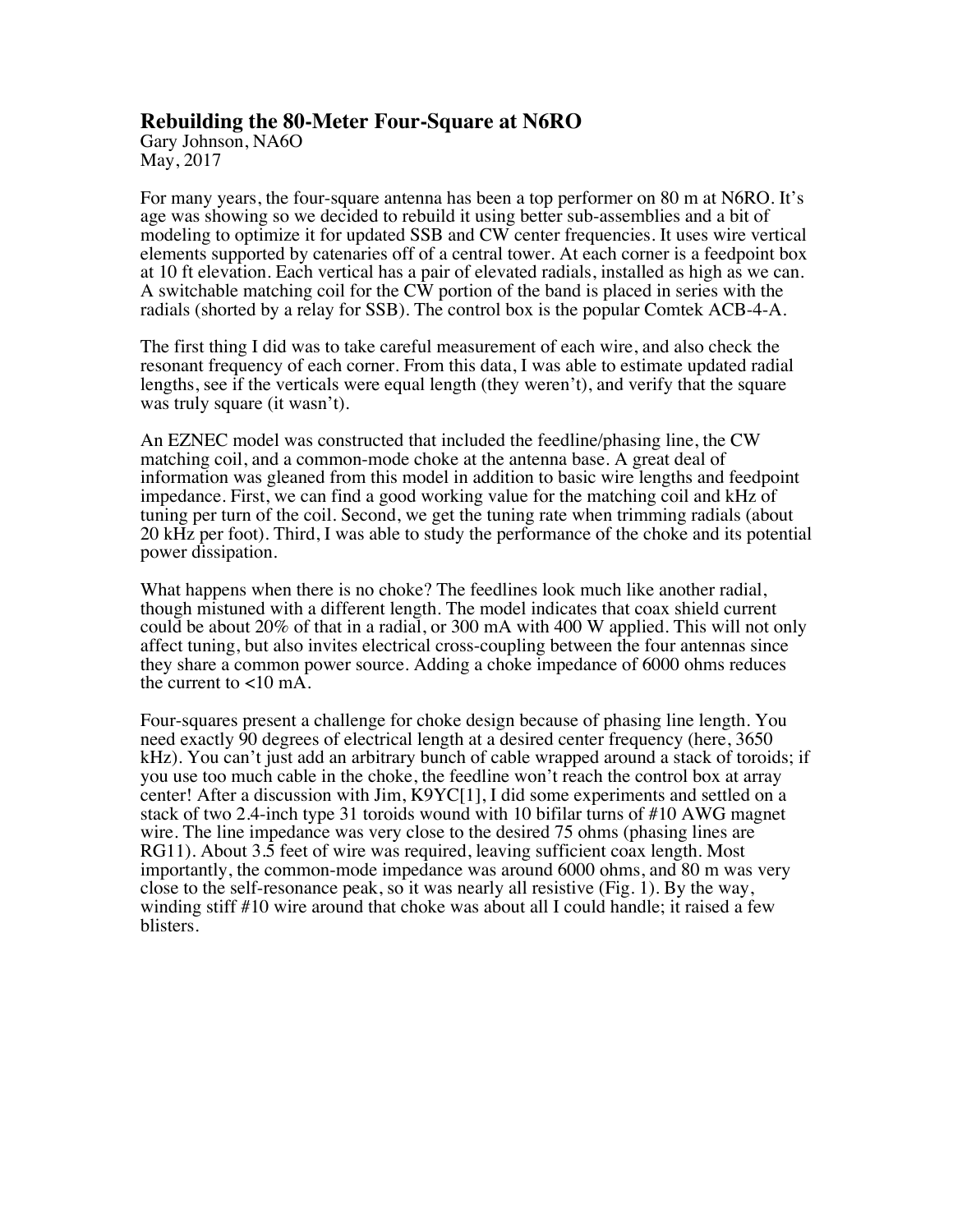# Rebuilding the 80-Meter Four-Square at N6RO

Gary Johnson, NA6O
May, 2017

For many years, the four-square antenna has been a top performer on 80 m at N6RO. It's age was showing so we decided to rebuild it using better sub-assemblies and a bit of modeling to optimize it for updated SSB and CW center frequencies. It uses wire vertical elements supported by catenaries off of a central tower. At each corner is a feedpoint box at 10 ft elevation. Each vertical has a pair of elevated radials, installed as high as we can. A switchable matching coil for the CW portion of the band is placed in series with the radials (shorted by a relay for SSB). The control box is the popular Comtek ACB-4-A.

The first thing I did was to take careful measurement of each wire, and also check the resonant frequency of each corner. From this data, I was able to estimate updated radial lengths, see if the verticals were equal length (they weren't), and verify that the square was truly square (it wasn't).

An EZNEC model was constructed that included the feedline/phasing line, the CW matching coil, and a common-mode choke at the antenna base. A great deal of information was gleaned from this model in addition to basic wire lengths and feedpoint impedance. First, we can find a good working value for the matching coil and kHz of tuning per turn of the coil. Second, we get the tuning rate when trimming radials (about 20 kHz per foot). Third, I was able to study the performance of the choke and its potential power dissipation.

What happens when there is no choke? The feedlines look much like another radial, though mistuned with a different length. The model indicates that coax shield current could be about 20% of that in a radial, or 300 mA with 400 W applied. This will not only affect tuning, but also invites electrical cross-coupling between the four antennas since they share a common power source. Adding a choke impedance of 6000 ohms reduces the current to <10 mA.

Four-squares present a challenge for choke design because of phasing line length. You need exactly 90 degrees of electrical length at a desired center frequency (here, 3650 kHz). You can't just add an arbitrary bunch of cable wrapped around a stack of toroids; if you use too much cable in the choke, the feedline won't reach the control box at array center! After a discussion with Jim, K9YC[1], I did some experiments and settled on a stack of two 2.4-inch type 31 toroids wound with 10 bifilar turns of #10 AWG magnet wire. The line impedance was very close to the desired 75 ohms (phasing lines are RG11). About 3.5 feet of wire was required, leaving sufficient coax length. Most importantly, the common-mode impedance was around 6000 ohms, and 80 m was very close to the self-resonance peak, so it was nearly all resistive (Fig. 1). By the way, winding stiff #10 wire around that choke was about all I could handle; it raised a few blisters.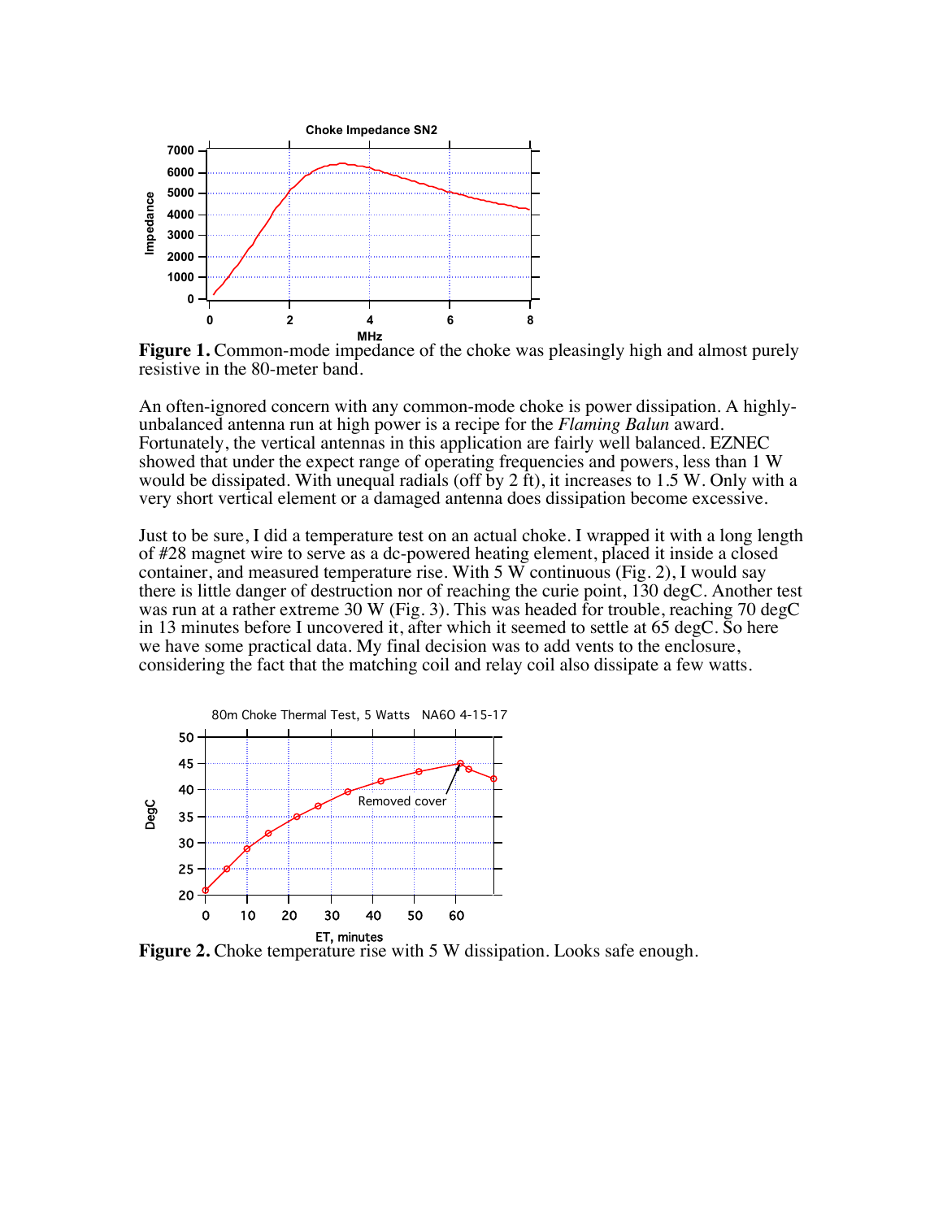**Figure 1.** Common-mode impedance of the choke was pleasingly high and almost purely resistive in the 80-meter band.

An often-ignored concern with any common-mode choke is power dissipation. A highly-unbalanced antenna run at high power is a recipe for the *Flaming Balun* award. Fortunately, the vertical antennas in this application are fairly well balanced. EZNEC showed that under the expect range of operating frequencies and powers, less than 1 W would be dissipated. With unequal radials (off by 2 ft), it increases to 1.5 W. Only with a very short vertical element or a damaged antenna does dissipation become excessive.

Just to be sure, I did a temperature test on an actual choke. I wrapped it with a long length of #28 magnet wire to serve as a dc-powered heating element, placed it inside a closed container, and measured temperature rise. With 5 W continuous (Fig. 2), I would say there is little danger of destruction nor of reaching the curie point, 130 degC. Another test was run at a rather extreme 30 W (Fig. 3). This was headed for trouble, reaching 70 degC in 13 minutes before I uncovered it, after which it seemed to settle at 65 degC. So here we have some practical data. My final decision was to add vents to the enclosure, considering the fact that the matching coil and relay coil also dissipate a few watts.

**Figure 2.** Choke temperature rise with 5 W dissipation. Looks safe enough.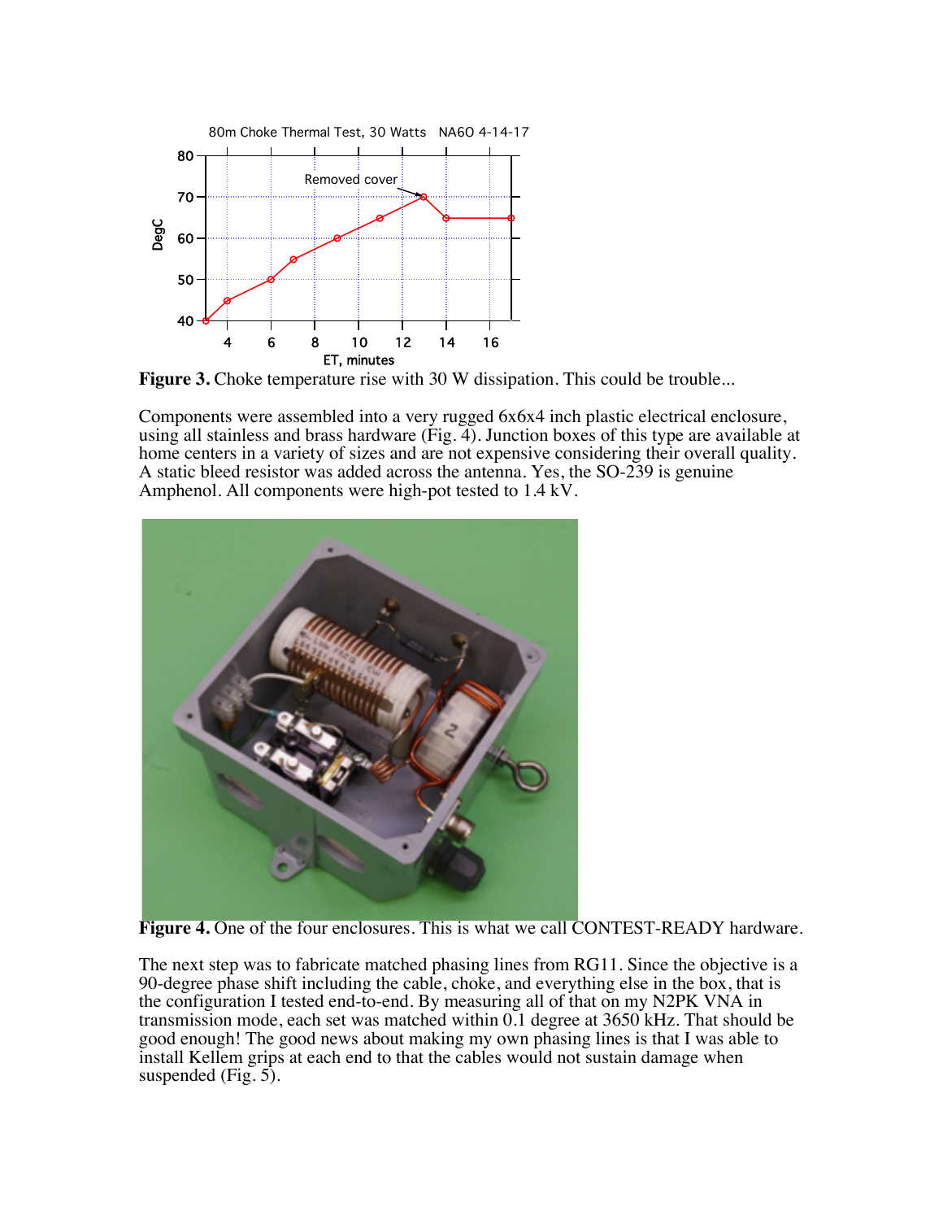**Figure 3.** Choke temperature rise with 30 W dissipation. This could be trouble...

Components were assembled into a very rugged 6x6x4 inch plastic electrical enclosure, using all stainless and brass hardware (Fig. 4). Junction boxes of this type are available at home centers in a variety of sizes and are not expensive considering their overall quality. A static bleed resistor was added across the antenna. Yes, the SO-239 is genuine Amphenol. All components were high-pot tested to 1.4 kV.

**Figure 4.** One of the four enclosures. This is what we call CONTEST-READY hardware.

The next step was to fabricate matched phasing lines from RG11. Since the objective is a 90-degree phase shift including the cable, choke, and everything else in the box, that is the configuration I tested end-to-end. By measuring all of that on my N2PK VNA in transmission mode, each set was matched within 0.1 degree at 3650 kHz. That should be good enough! The good news about making my own phasing lines is that I was able to install Kellem grips at each end to that the cables would not sustain damage when suspended (Fig. 5).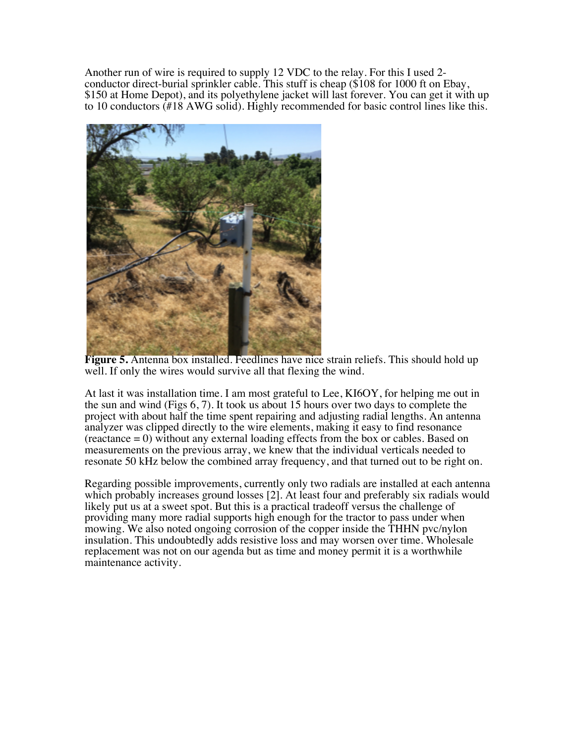Another run of wire is required to supply 12 VDC to the relay. For this I used 2-conductor direct-burial sprinkler cable. This stuff is cheap ($108 for 1000 ft on Ebay, $150 at Home Depot), and its polyethylene jacket will last forever. You can get it with up to 10 conductors (#18 AWG solid). Highly recommended for basic control lines like this.

**Figure 5.** Antenna box installed. Feedlines have nice strain reliefs. This should hold up well. If only the wires would survive all that flexing the wind.

At last it was installation time. I am most grateful to Lee, KI6OY, for helping me out in the sun and wind (Figs 6, 7). It took us about 15 hours over two days to complete the project with about half the time spent repairing and adjusting radial lengths. An antenna analyzer was clipped directly to the wire elements, making it easy to find resonance (reactance = 0) without any external loading effects from the box or cables. Based on measurements on the previous array, we knew that the individual verticals needed to resonate 50 kHz below the combined array frequency, and that turned out to be right on.

Regarding possible improvements, currently only two radials are installed at each antenna which probably increases ground losses [2]. At least four and preferably six radials would likely put us at a sweet spot. But this is a practical tradeoff versus the challenge of providing many more radial supports high enough for the tractor to pass under when mowing. We also noted ongoing corrosion of the copper inside the THHN pvc/nylon insulation. This undoubtedly adds resistive loss and may worsen over time. Wholesale replacement was not on our agenda but as time and money permit it is a worthwhile maintenance activity.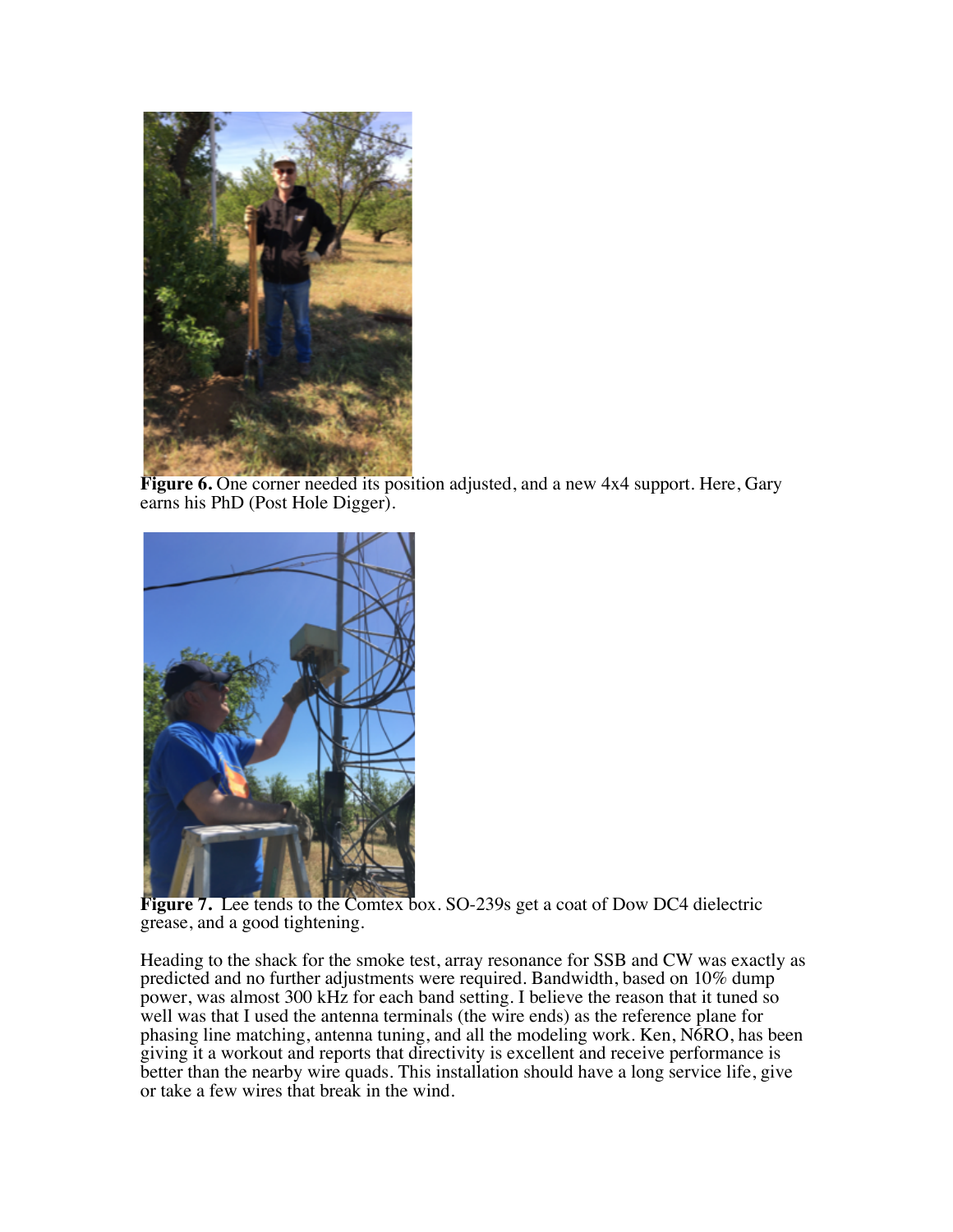**Figure 6.** One corner needed its position adjusted, and a new 4x4 support. Here, Gary earns his PhD (Post Hole Digger).

**Figure 7.** Lee tends to the Comtex box. SO-239s get a coat of Dow DC4 dielectric grease, and a good tightening.

Heading to the shack for the smoke test, array resonance for SSB and CW was exactly as predicted and no further adjustments were required. Bandwidth, based on 10% dump power, was almost 300 kHz for each band setting. I believe the reason that it tuned so well was that I used the antenna terminals (the wire ends) as the reference plane for phasing line matching, antenna tuning, and all the modeling work. Ken, N6RO, has been giving it a workout and reports that directivity is excellent and receive performance is better than the nearby wire quads. This installation should have a long service life, give or take a few wires that break in the wind.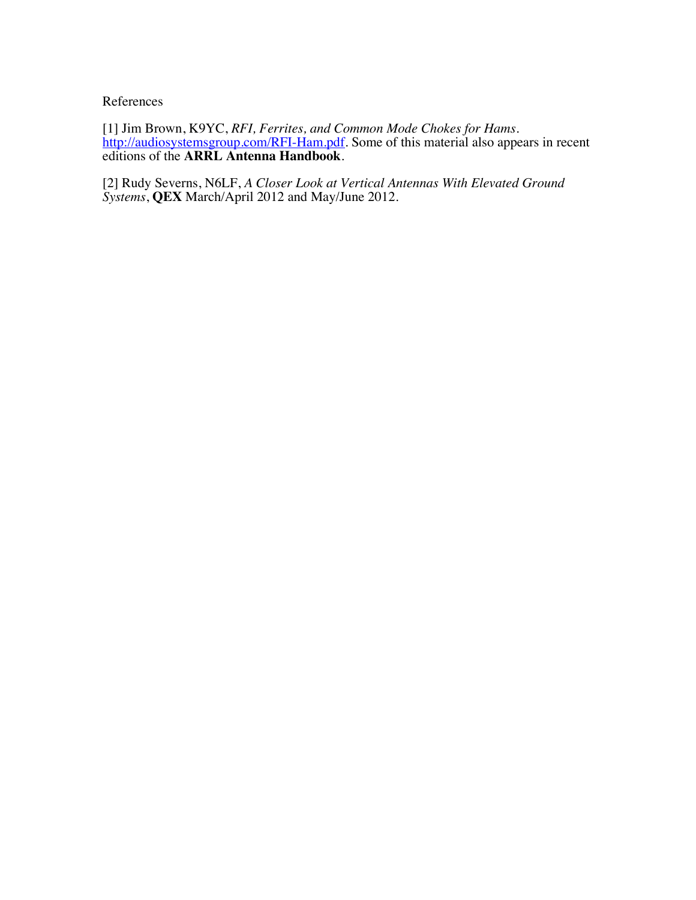References

[1] Jim Brown, K9YC, *RFI, Ferrites, and Common Mode Chokes for Hams*. http://audiosystemsgroup.com/RFI-Ham.pdf. Some of this material also appears in recent editions of the **ARRL Antenna Handbook**.

[2] Rudy Severns, N6LF, *A Closer Look at Vertical Antennas With Elevated Ground Systems*, **QEX** March/April 2012 and May/June 2012.